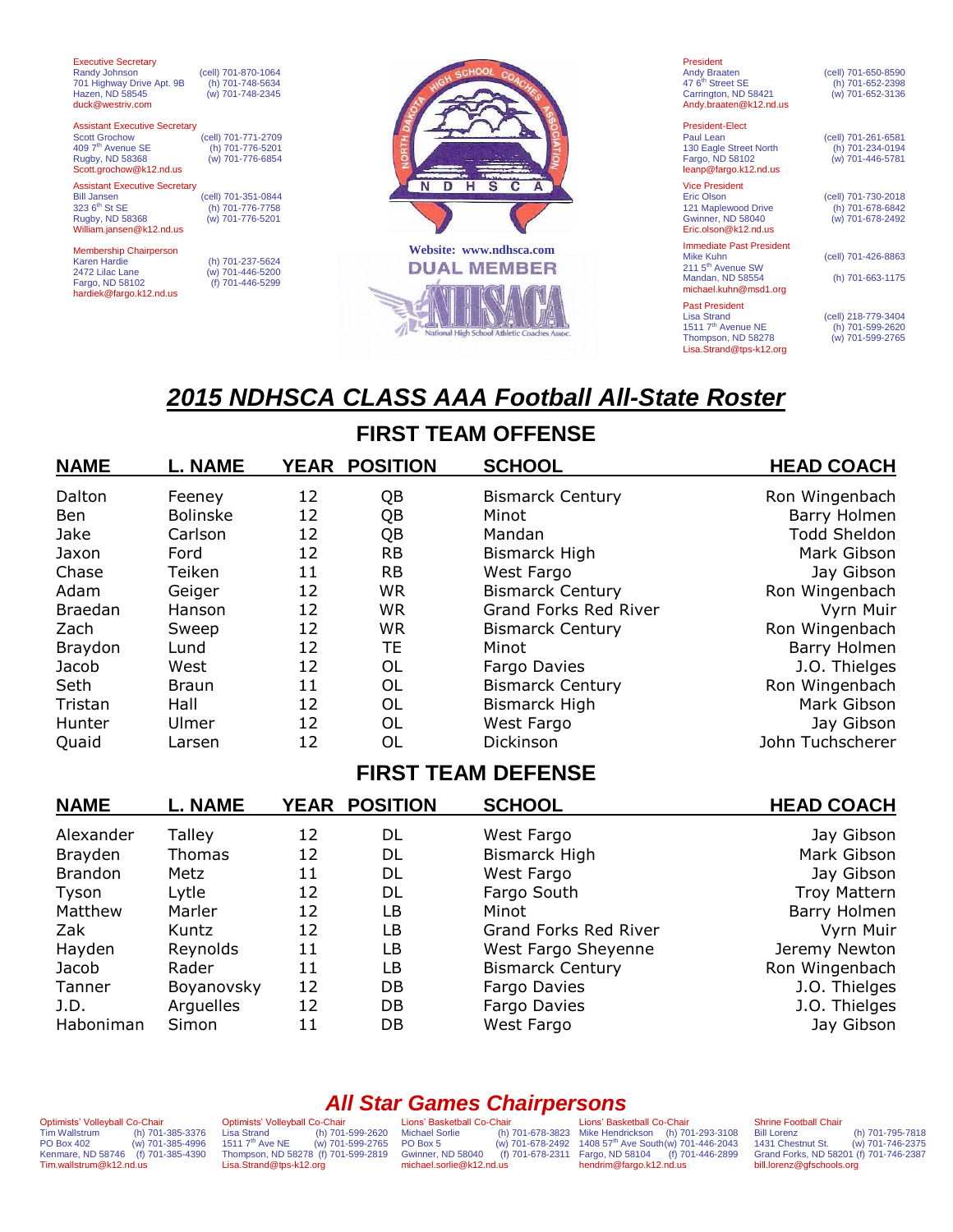Executive Secretary
Randy Johnson (cell) 701-870-1064
701 Highway Drive Apt. 9B (h) 701-748-5634
Hazen, ND 58545 (w) 701-748-2345
duck@westriv.com

Assistant Executive Secretary
Scott Grochow (cell) 701-771-2709
409 7[th] Avenue SE (h) 701-776-5201
Rugby, ND 58368 (w) 701-776-6854
Scott.grochow@k12.nd.us

Assistant Executive Secretary
Bill Jansen (cell) 701-351-0844
323 6[th] St SE (h) 701-776-7758
Rugby, ND 58368 (w) 701-776-5201
William.jansen@k12.nd.us

Membership Chairperson
Karen Hardie (h) 701-237-5624
2472 Lilac Lane (w) 701-446-5200
Fargo, ND 58102 (f) 701-446-5299
hardiek@fargo.k12.nd.us

NORTH DAKOTA HIGH SCHOOL COACHES ASSOCIATION
N D H S C A

Website: www.ndhsca.com

DUAL MEMBER
NHSACA
National High School Athletic Coaches Assoc.

President
Andy Braaten (cell) 701-650-8590
47 6[th] Street SE (h) 701-652-2398
Carrington, ND 58421 (w) 701-652-3136
Andy.braaten@k12.nd.us

President-Elect
Paul Lean (cell) 701-261-6581
130 Eagle Street North (h) 701-234-0194
Fargo, ND 58102 (w) 701-446-5781
leanp@fargo.k12.nd.us

Vice President
Eric Olson (cell) 701-730-2018
121 Maplewood Drive (h) 701-678-6842
Gwinner, ND 58040 (w) 701-678-2492
Eric.olson@k12.nd.us

Immediate Past President
Mike Kuhn (cell) 701-426-8863
211 5[th] Avenue SW
Mandan, ND 58554 (h) 701-663-1175
michael.kuhn@msd1.org

Past President
Lisa Strand (cell) 218-779-3404
1511 7[th] Avenue NE (h) 701-599-2620
Thompson, ND 58278 (w) 701-599-2765
Lisa.Strand@tps-k12.org

# *2015 NDHSCA CLASS AAA Football All-State Roster*

## FIRST TEAM OFFENSE

| NAME | L. NAME | YEAR | POSITION | SCHOOL | HEAD COACH |
|---|---|---|---|---|---|
| Dalton | Feeney | 12 | QB | Bismarck Century | Ron Wingenbach |
| Ben | Bolinske | 12 | QB | Minot | Barry Holmen |
| Jake | Carlson | 12 | QB | Mandan | Todd Sheldon |
| Jaxon | Ford | 12 | RB | Bismarck High | Mark Gibson |
| Chase | Teiken | 11 | RB | West Fargo | Jay Gibson |
| Adam | Geiger | 12 | WR | Bismarck Century | Ron Wingenbach |
| Braedan | Hanson | 12 | WR | Grand Forks Red River | Vyrn Muir |
| Zach | Sweep | 12 | WR | Bismarck Century | Ron Wingenbach |
| Braydon | Lund | 12 | TE | Minot | Barry Holmen |
| Jacob | West | 12 | OL | Fargo Davies | J.O. Thielges |
| Seth | Braun | 11 | OL | Bismarck Century | Ron Wingenbach |
| Tristan | Hall | 12 | OL | Bismarck High | Mark Gibson |
| Hunter | Ulmer | 12 | OL | West Fargo | Jay Gibson |
| Quaid | Larsen | 12 | OL | Dickinson | John Tuchscherer |

## FIRST TEAM DEFENSE

| NAME | L. NAME | YEAR | POSITION | SCHOOL | HEAD COACH |
|---|---|---|---|---|---|
| Alexander | Talley | 12 | DL | West Fargo | Jay Gibson |
| Brayden | Thomas | 12 | DL | Bismarck High | Mark Gibson |
| Brandon | Metz | 11 | DL | West Fargo | Jay Gibson |
| Tyson | Lytle | 12 | DL | Fargo South | Troy Mattern |
| Matthew | Marler | 12 | LB | Minot | Barry Holmen |
| Zak | Kuntz | 12 | LB | Grand Forks Red River | Vyrn Muir |
| Hayden | Reynolds | 11 | LB | West Fargo Sheyenne | Jeremy Newton |
| Jacob | Rader | 11 | LB | Bismarck Century | Ron Wingenbach |
| Tanner | Boyanovsky | 12 | DB | Fargo Davies | J.O. Thielges |
| J.D. | Arguelles | 12 | DB | Fargo Davies | J.O. Thielges |
| Haboniman | Simon | 11 | DB | West Fargo | Jay Gibson |

## *All Star Games Chairpersons*

Optimists' Volleyball Co-Chair
Tim Wallstrum (h) 701-385-3376
PO Box 402 (w) 701-385-4996
Kenmare, ND 58746 (f) 701-385-4390
Tim.wallstrum@k12.nd.us

Optimists' Volleyball Co-Chair
Lisa Strand (h) 701-599-2620
1511 7[th] Ave NE (w) 701-599-2765
Thompson, ND 58278 (f) 701-599-2819
Lisa.Strand@tps-k12.org

Lions' Basketball Co-Chair
Michael Sorlie (h) 701-678-3823
PO Box 5 (w) 701-678-2492
Gwinner, ND 58040 (f) 701-678-2311
michael.sorlie@k12.nd.us

Lions' Basketball Co-Chair
Mike Hendrickson (h) 701-293-3108
1408 57[th] Ave South (w) 701-446-2043
Fargo, ND 58104 (f) 701-446-2899
hendrim@fargo.k12.nd.us

Shrine Football Chair
Bill Lorenz (h) 701-795-7818
1431 Chestnut St. (w) 701-746-2375
Grand Forks, ND 58201 (f) 701-746-2387
bill.lorenz@gfschools.org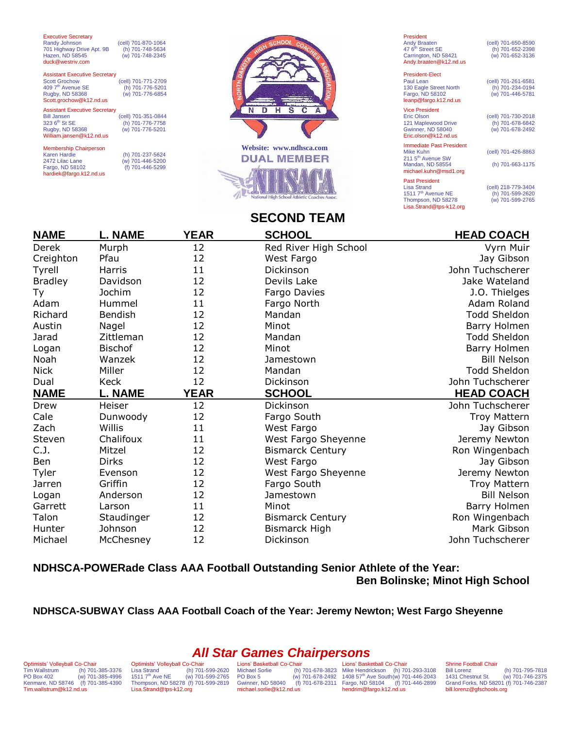Executive Secretary
Randy Johnson (cell) 701-870-1064
701 Highway Drive Apt. 9B (h) 701-748-5634
Hazen, ND 58545 (w) 701-748-2345
duck@westriv.com

Assistant Executive Secretary
Scott Grochow (cell) 701-771-2709
409 7th Avenue SE (h) 701-776-5201
Rugby, ND 58368 (w) 701-776-6854
Scott.grochow@k12.nd.us

Assistant Executive Secretary
Bill Jansen (cell) 701-351-0844
323 6th St SE (h) 701-776-7758
Rugby, ND 58368 (w) 701-776-5201
William.jansen@k12.nd.us

Membership Chairperson
Karen Hardie (h) 701-237-5624
2472 Lilac Lane (w) 701-446-5200
Fargo, ND 58102 (f) 701-446-5299
hardiek@fargo.k12.nd.us

NORTH DAKOTA HIGH SCHOOL COACHES ASSOCIATION
N D H S C A

Website: www.ndhsca.com
DUAL MEMBER
NHSACA
National High School Athletic Coaches Assoc.

President
Andy Braaten (cell) 701-650-8590
47 6th Street SE (h) 701-652-2398
Carrington, ND 58421 (w) 701-652-3136
Andy.braaten@k12.nd.us

President-Elect
Paul Lean (cell) 701-261-6581
130 Eagle Street North (h) 701-234-0194
Fargo, ND 58102 (w) 701-446-5781
leanp@fargo.k12.nd.us

Vice President
Eric Olson (cell) 701-730-2018
121 Maplewood Drive (h) 701-678-6842
Gwinner, ND 58040 (w) 701-678-2492
Eric.olson@k12.nd.us

Immediate Past President
Mike Kuhn (cell) 701-426-8863
211 5th Avenue SW
Mandan, ND 58554 (h) 701-663-1175
michael.kuhn@msd1.org

Past President
Lisa Strand (cell) 218-779-3404
1511 7th Avenue NE (h) 701-599-2620
Thompson, ND 58278 (w) 701-599-2765
Lisa.Strand@tps-k12.org

## SECOND TEAM

| NAME | L. NAME | YEAR | SCHOOL | HEAD COACH |
|---|---|---|---|---|
| Derek | Murph | 12 | Red River High School | Vyrn Muir |
| Creighton | Pfau | 12 | West Fargo | Jay Gibson |
| Tyrell | Harris | 11 | Dickinson | John Tuchscherer |
| Bradley | Davidson | 12 | Devils Lake | Jake Wateland |
| Ty | Jochim | 12 | Fargo Davies | J.O. Thielges |
| Adam | Hummel | 11 | Fargo North | Adam Roland |
| Richard | Bendish | 12 | Mandan | Todd Sheldon |
| Austin | Nagel | 12 | Minot | Barry Holmen |
| Jarad | Zittleman | 12 | Mandan | Todd Sheldon |
| Logan | Bischof | 12 | Minot | Barry Holmen |
| Noah | Wanzek | 12 | Jamestown | Bill Nelson |
| Nick | Miller | 12 | Mandan | Todd Sheldon |
| Dual | Keck | 12 | Dickinson | John Tuchscherer |
| **NAME** | **L. NAME** | **YEAR** | **SCHOOL** | **HEAD COACH** |
| Drew | Heiser | 12 | Dickinson | John Tuchscherer |
| Cale | Dunwoody | 12 | Fargo South | Troy Mattern |
| Zach | Willis | 11 | West Fargo | Jay Gibson |
| Steven | Chalifoux | 11 | West Fargo Sheyenne | Jeremy Newton |
| C.J. | Mitzel | 12 | Bismarck Century | Ron Wingenbach |
| Ben | Dirks | 12 | West Fargo | Jay Gibson |
| Tyler | Evenson | 12 | West Fargo Sheyenne | Jeremy Newton |
| Jarren | Griffin | 12 | Fargo South | Troy Mattern |
| Logan | Anderson | 12 | Jamestown | Bill Nelson |
| Garrett | Larson | 11 | Minot | Barry Holmen |
| Talon | Staudinger | 12 | Bismarck Century | Ron Wingenbach |
| Hunter | Johnson | 12 | Bismarck High | Mark Gibson |
| Michael | McChesney | 12 | Dickinson | John Tuchscherer |

**NDHSCA-POWERade Class AAA Football Outstanding Senior Athlete of the Year:**
**Ben Bolinske; Minot High School**

**NDHSCA-SUBWAY Class AAA Football Coach of the Year: Jeremy Newton; West Fargo Sheyenne**

## *All Star Games Chairpersons*

Optimists' Volleyball Co-Chair
Tim Wallstrum (h) 701-385-3376
PO Box 402 (w) 701-385-4996
Kenmare, ND 58746 (f) 701-385-4390
Tim.wallstrum@k12.nd.us

Optimists' Volleyball Co-Chair
Lisa Strand (h) 701-599-2620
1511 7th Ave NE (w) 701-599-2765
Thompson, ND 58278 (f) 701-599-2819
Lisa.Strand@tps-k12.org

Lions' Basketball Co-Chair
Michael Sorlie (h) 701-678-3823
PO Box 5 (w) 701-678-2492
Gwinner, ND 58040 (f) 701-678-2311
michael.sorlie@k12.nd.us

Lions' Basketball Co-Chair
Mike Hendrickson (h) 701-293-3108
1408 57th Ave South (w) 701-446-2043
Fargo, ND 58104 (f) 701-446-2899
hendrim@fargo.k12.nd.us

Shrine Football Chair
Bill Lorenz (h) 701-795-7818
1431 Chestnut St. (w) 701-746-2375
Grand Forks, ND 58201 (f) 701-746-2387
bill.lorenz@gfschools.org